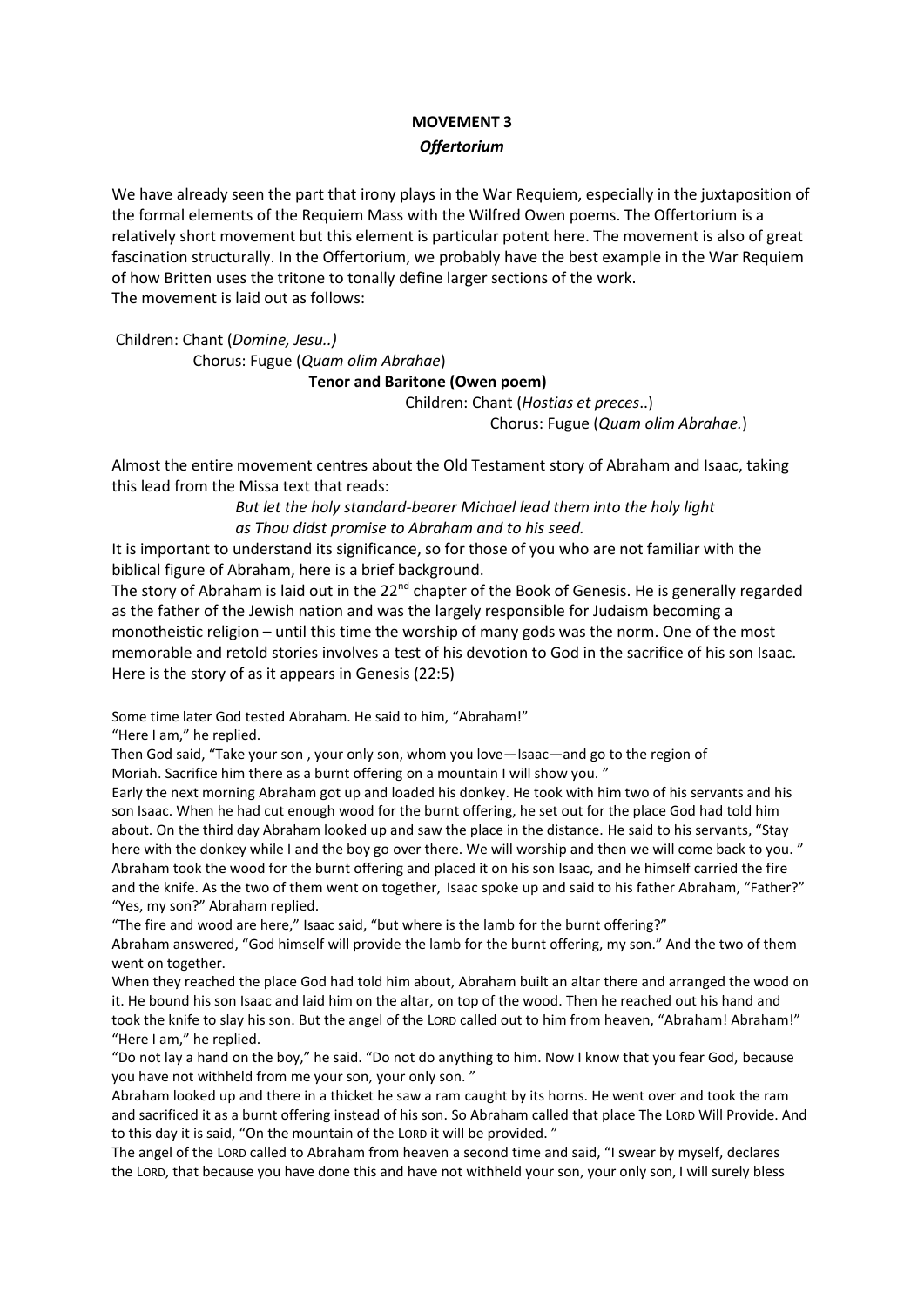# MOVEMENT 3

## *Offertorium*

We have already seen the part that irony plays in the War Requiem, especially in the juxtaposition of the formal elements of the Requiem Mass with the Wilfred Owen poems. The Offertorium is a relatively short movement but this element is particular potent here. The movement is also of great fascination structurally. In the Offertorium, we probably have the best example in the War Requiem of how Britten uses the tritone to tonally define larger sections of the work.
The movement is laid out as follows:

Children: Chant (*Domine, Jesu..)*

Chorus: Fugue (*Quam olim Abrahae*)

**Tenor and Baritone (Owen poem)**

Children: Chant (*Hostias et preces*..)

Chorus: Fugue (*Quam olim Abrahae.*)

Almost the entire movement centres about the Old Testament story of Abraham and Isaac, taking this lead from the Missa text that reads:

> *But let the holy standard-bearer Michael lead them into the holy light*
> *as Thou didst promise to Abraham and to his seed.*

It is important to understand its significance, so for those of you who are not familiar with the biblical figure of Abraham, here is a brief background.

The story of Abraham is laid out in the 22nd chapter of the Book of Genesis. He is generally regarded as the father of the Jewish nation and was the largely responsible for Judaism becoming a monotheistic religion – until this time the worship of many gods was the norm. One of the most memorable and retold stories involves a test of his devotion to God in the sacrifice of his son Isaac. Here is the story of as it appears in Genesis (22:5)

Some time later God tested Abraham. He said to him, "Abraham!"

"Here I am," he replied.

Then God said, "Take your son , your only son, whom you love—Isaac—and go to the region of Moriah. Sacrifice him there as a burnt offering on a mountain I will show you. "

Early the next morning Abraham got up and loaded his donkey. He took with him two of his servants and his son Isaac. When he had cut enough wood for the burnt offering, he set out for the place God had told him about. On the third day Abraham looked up and saw the place in the distance. He said to his servants, "Stay here with the donkey while I and the boy go over there. We will worship and then we will come back to you. "

Abraham took the wood for the burnt offering and placed it on his son Isaac, and he himself carried the fire and the knife. As the two of them went on together, Isaac spoke up and said to his father Abraham, "Father?"

"Yes, my son?" Abraham replied.

"The fire and wood are here," Isaac said, "but where is the lamb for the burnt offering?"

Abraham answered, "God himself will provide the lamb for the burnt offering, my son." And the two of them went on together.

When they reached the place God had told him about, Abraham built an altar there and arranged the wood on it. He bound his son Isaac and laid him on the altar, on top of the wood. Then he reached out his hand and took the knife to slay his son. But the angel of the LORD called out to him from heaven, "Abraham! Abraham!"

"Here I am," he replied.

"Do not lay a hand on the boy," he said. "Do not do anything to him. Now I know that you fear God, because you have not withheld from me your son, your only son. "

Abraham looked up and there in a thicket he saw a ram caught by its horns. He went over and took the ram and sacrificed it as a burnt offering instead of his son. So Abraham called that place The LORD Will Provide. And to this day it is said, "On the mountain of the LORD it will be provided. "

The angel of the LORD called to Abraham from heaven a second time and said, "I swear by myself, declares the LORD, that because you have done this and have not withheld your son, your only son, I will surely bless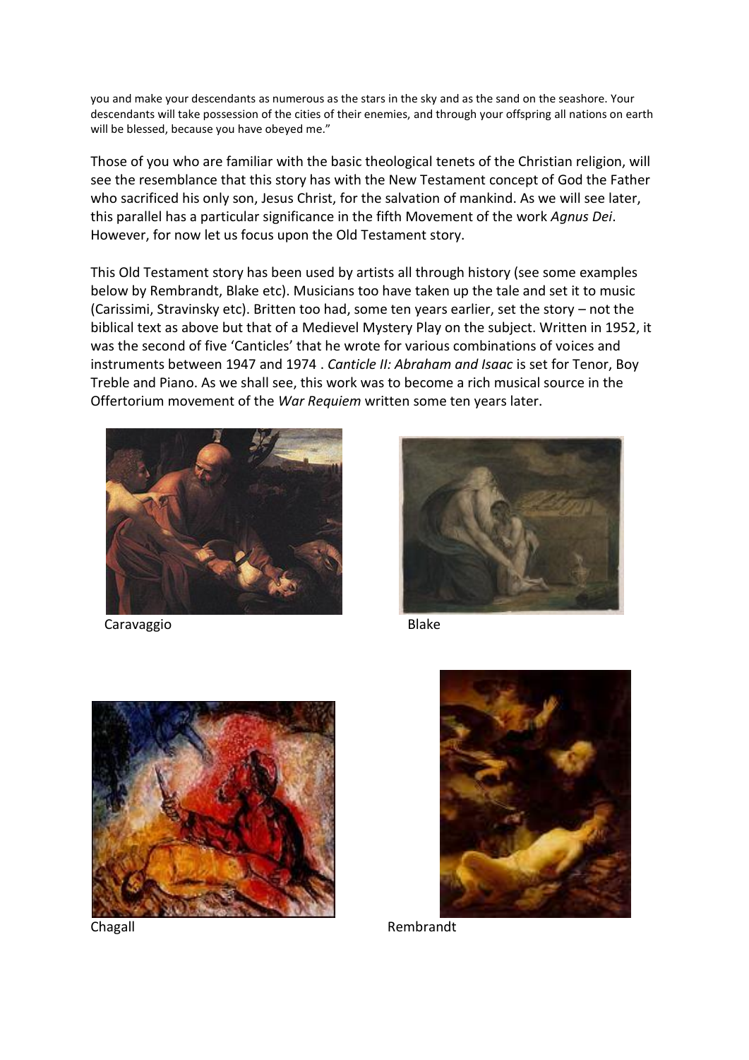you and make your descendants as numerous as the stars in the sky and as the sand on the seashore. Your descendants will take possession of the cities of their enemies, and through your offspring all nations on earth will be blessed, because you have obeyed me."

Those of you who are familiar with the basic theological tenets of the Christian religion, will see the resemblance that this story has with the New Testament concept of God the Father who sacrificed his only son, Jesus Christ, for the salvation of mankind. As we will see later, this parallel has a particular significance in the fifth Movement of the work *Agnus Dei*. However, for now let us focus upon the Old Testament story.

This Old Testament story has been used by artists all through history (see some examples below by Rembrandt, Blake etc). Musicians too have taken up the tale and set it to music (Carissimi, Stravinsky etc). Britten too had, some ten years earlier, set the story – not the biblical text as above but that of a Medievel Mystery Play on the subject. Written in 1952, it was the second of five 'Canticles' that he wrote for various combinations of voices and instruments between 1947 and 1974 . *Canticle II: Abraham and Isaac* is set for Tenor, Boy Treble and Piano. As we shall see, this work was to become a rich musical source in the Offertorium movement of the *War Requiem* written some ten years later.

Caravaggio

Blake

Chagall

Rembrandt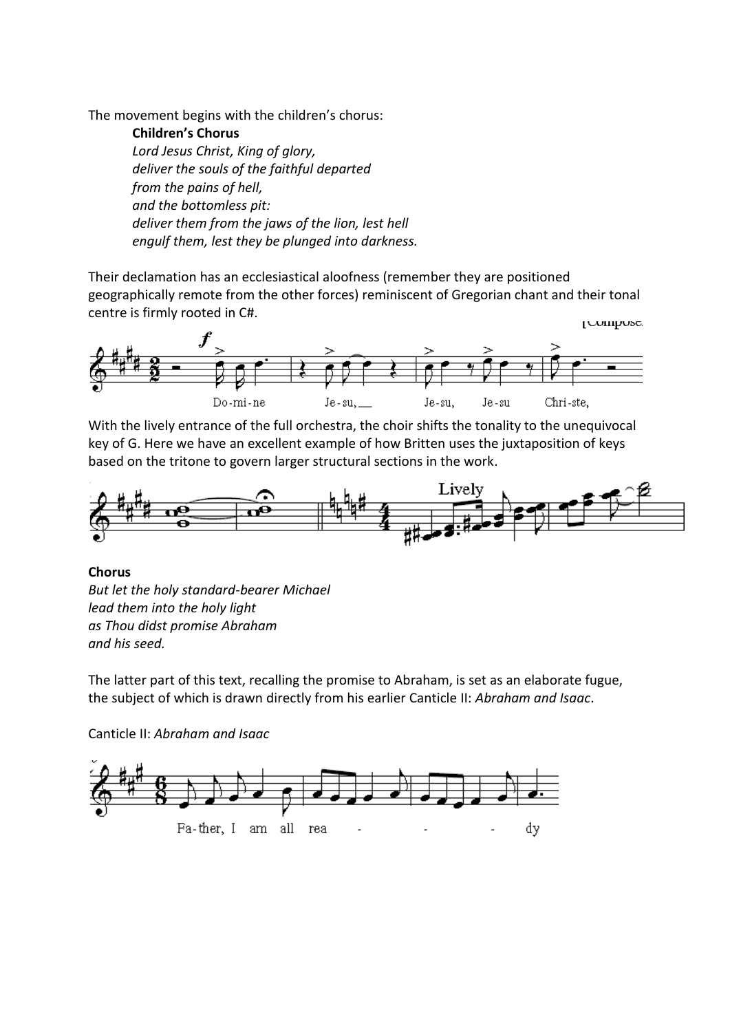The movement begins with the children's chorus:

**Children's Chorus**
*Lord Jesus Christ, King of glory,*
*deliver the souls of the faithful departed*
*from the pains of hell,*
*and the bottomless pit:*
*deliver them from the jaws of the lion, lest hell*
*engulf them, lest they be plunged into darkness.*

Their declamation has an ecclesiastical aloofness (remember they are positioned geographically remote from the other forces) reminiscent of Gregorian chant and their tonal centre is firmly rooted in C#.

With the lively entrance of the full orchestra, the choir shifts the tonality to the unequivocal key of G. Here we have an excellent example of how Britten uses the juxtaposition of keys based on the tritone to govern larger structural sections in the work.

**Chorus**
*But let the holy standard-bearer Michael*
*lead them into the holy light*
*as Thou didst promise Abraham*
*and his seed.*

The latter part of this text, recalling the promise to Abraham, is set as an elaborate fugue, the subject of which is drawn directly from his earlier Canticle II: *Abraham and Isaac*.

Canticle II: *Abraham and Isaac*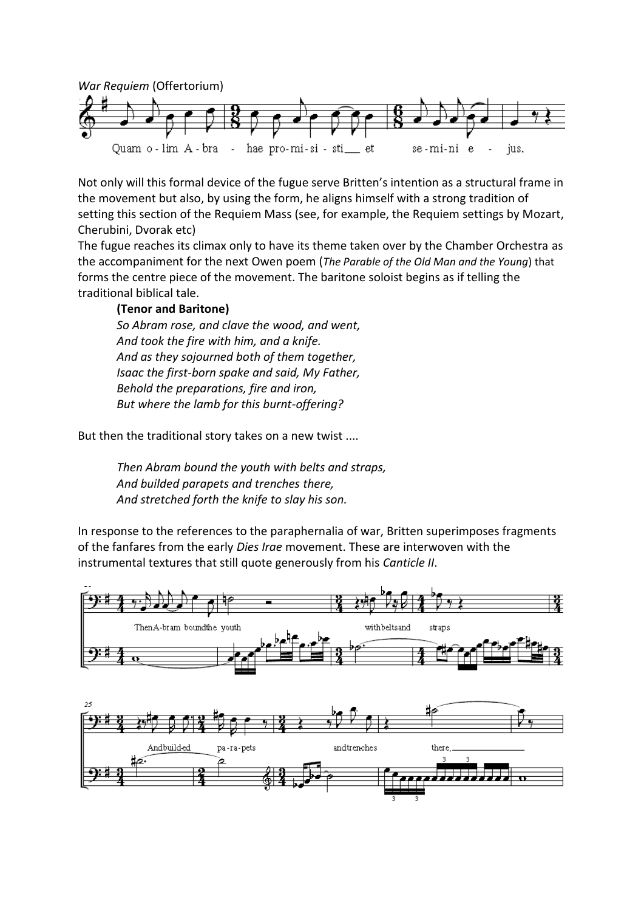*War Requiem* (Offertorium)

Not only will this formal device of the fugue serve Britten's intention as a structural frame in the movement but also, by using the form, he aligns himself with a strong tradition of setting this section of the Requiem Mass (see, for example, the Requiem settings by Mozart, Cherubini, Dvorak etc)

The fugue reaches its climax only to have its theme taken over by the Chamber Orchestra as the accompaniment for the next Owen poem (*The Parable of the Old Man and the Young*) that forms the centre piece of the movement. The baritone soloist begins as if telling the traditional biblical tale.

> **(Tenor and Baritone)**
> *So Abram rose, and clave the wood, and went,*
> *And took the fire with him, and a knife.*
> *And as they sojourned both of them together,*
> *Isaac the first-born spake and said, My Father,*
> *Behold the preparations, fire and iron,*
> *But where the lamb for this burnt-offering?*

But then the traditional story takes on a new twist ....

> *Then Abram bound the youth with belts and straps,*
> *And builded parapets and trenches there,*
> *And stretched forth the knife to slay his son.*

In response to the references to the paraphernalia of war, Britten superimposes fragments of the fanfares from the early *Dies Irae* movement. These are interwoven with the instrumental textures that still quote generously from his *Canticle II*.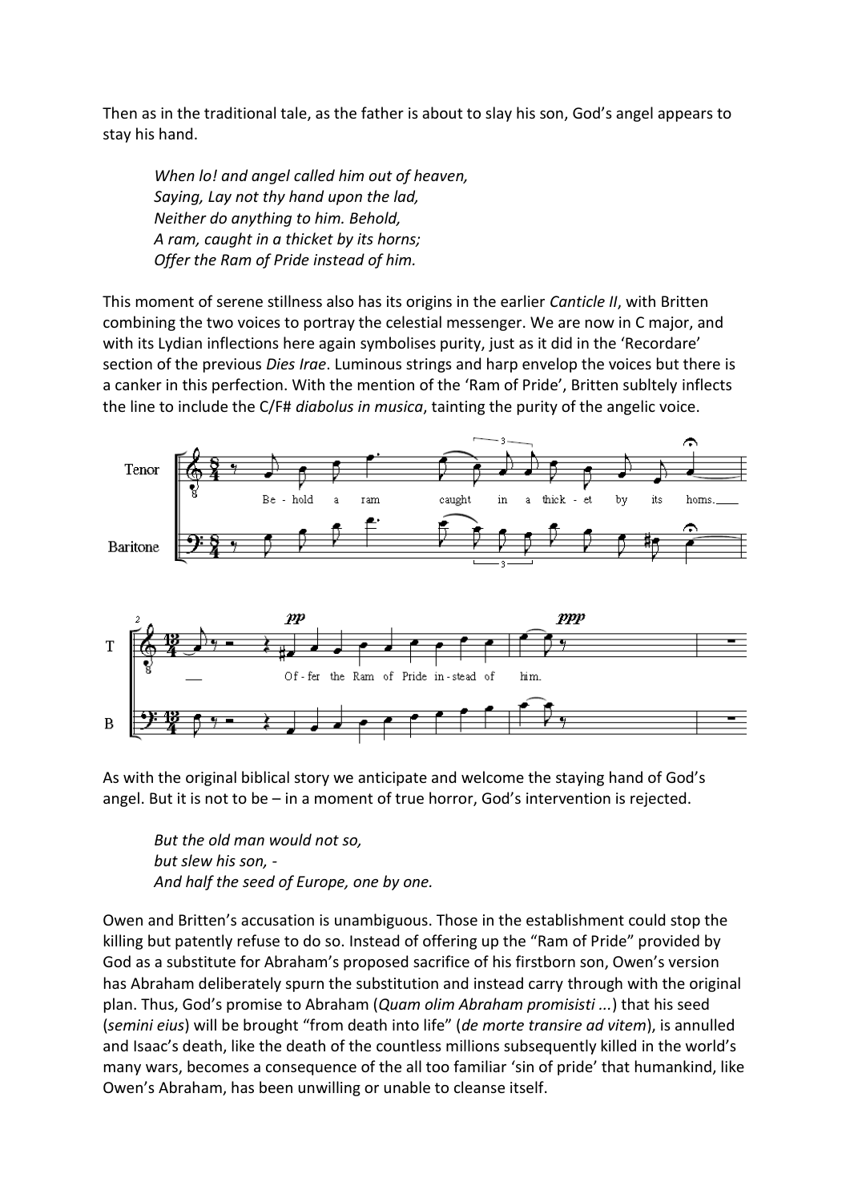Then as in the traditional tale, as the father is about to slay his son, God's angel appears to stay his hand.

> *When lo! and angel called him out of heaven,*
> *Saying, Lay not thy hand upon the lad,*
> *Neither do anything to him. Behold,*
> *A ram, caught in a thicket by its horns;*
> *Offer the Ram of Pride instead of him.*

This moment of serene stillness also has its origins in the earlier *Canticle II*, with Britten combining the two voices to portray the celestial messenger. We are now in C major, and with its Lydian inflections here again symbolises purity, just as it did in the 'Recordare' section of the previous *Dies Irae*. Luminous strings and harp envelop the voices but there is a canker in this perfection. With the mention of the 'Ram of Pride', Britten subltely inflects the line to include the C/F# *diabolus in musica*, tainting the purity of the angelic voice.

As with the original biblical story we anticipate and welcome the staying hand of God's angel. But it is not to be – in a moment of true horror, God's intervention is rejected.

> *But the old man would not so,*
> *but slew his son, -*
> *And half the seed of Europe, one by one.*

Owen and Britten's accusation is unambiguous. Those in the establishment could stop the killing but patently refuse to do so. Instead of offering up the "Ram of Pride" provided by God as a substitute for Abraham's proposed sacrifice of his firstborn son, Owen's version has Abraham deliberately spurn the substitution and instead carry through with the original plan. Thus, God's promise to Abraham (*Quam olim Abraham promisisti ...*) that his seed (*semini eius*) will be brought "from death into life" (*de morte transire ad vitem*), is annulled and Isaac's death, like the death of the countless millions subsequently killed in the world's many wars, becomes a consequence of the all too familiar 'sin of pride' that humankind, like Owen's Abraham, has been unwilling or unable to cleanse itself.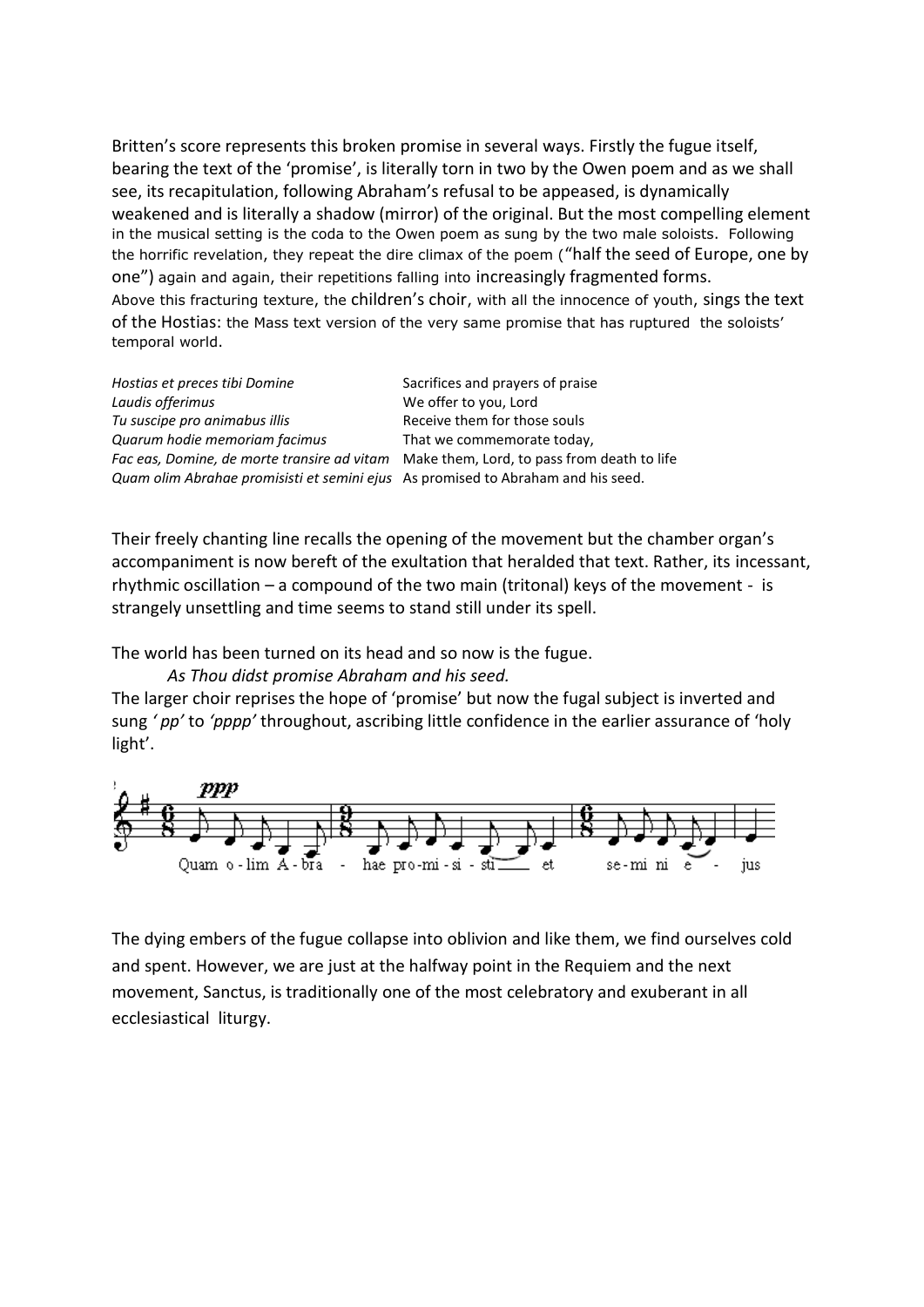Britten's score represents this broken promise in several ways. Firstly the fugue itself, bearing the text of the 'promise', is literally torn in two by the Owen poem and as we shall see, its recapitulation, following Abraham's refusal to be appeased, is dynamically weakened and is literally a shadow (mirror) of the original. But the most compelling element in the musical setting is the coda to the Owen poem as sung by the two male soloists. Following the horrific revelation, they repeat the dire climax of the poem ("half the seed of Europe, one by one") again and again, their repetitions falling into increasingly fragmented forms. Above this fracturing texture, the children's choir, with all the innocence of youth, sings the text of the Hostias: the Mass text version of the very same promise that has ruptured the soloists' temporal world.

| | |
|---|---|
| *Hostias et preces tibi Domine* | Sacrifices and prayers of praise |
| *Laudis offerimus* | We offer to you, Lord |
| *Tu suscipe pro animabus illis* | Receive them for those souls |
| *Quarum hodie memoriam facimus* | That we commemorate today, |
| *Fac eas, Domine, de morte transire ad vitam* | Make them, Lord, to pass from death to life |
| *Quam olim Abrahae promisisti et semini ejus* | As promised to Abraham and his seed. |

Their freely chanting line recalls the opening of the movement but the chamber organ's accompaniment is now bereft of the exultation that heralded that text. Rather, its incessant, rhythmic oscillation – a compound of the two main (tritonal) keys of the movement - is strangely unsettling and time seems to stand still under its spell.

The world has been turned on its head and so now is the fugue.

*As Thou didst promise Abraham and his seed.*

The larger choir reprises the hope of 'promise' but now the fugal subject is inverted and sung *'pp'* to *'pppp'* throughout, ascribing little confidence in the earlier assurance of 'holy light'.

ppp

Quam o-lim A-bra - hae pro-mi-si-sti et se-mi ni e - jus

The dying embers of the fugue collapse into oblivion and like them, we find ourselves cold and spent. However, we are just at the halfway point in the Requiem and the next movement, Sanctus, is traditionally one of the most celebratory and exuberant in all ecclesiastical liturgy.